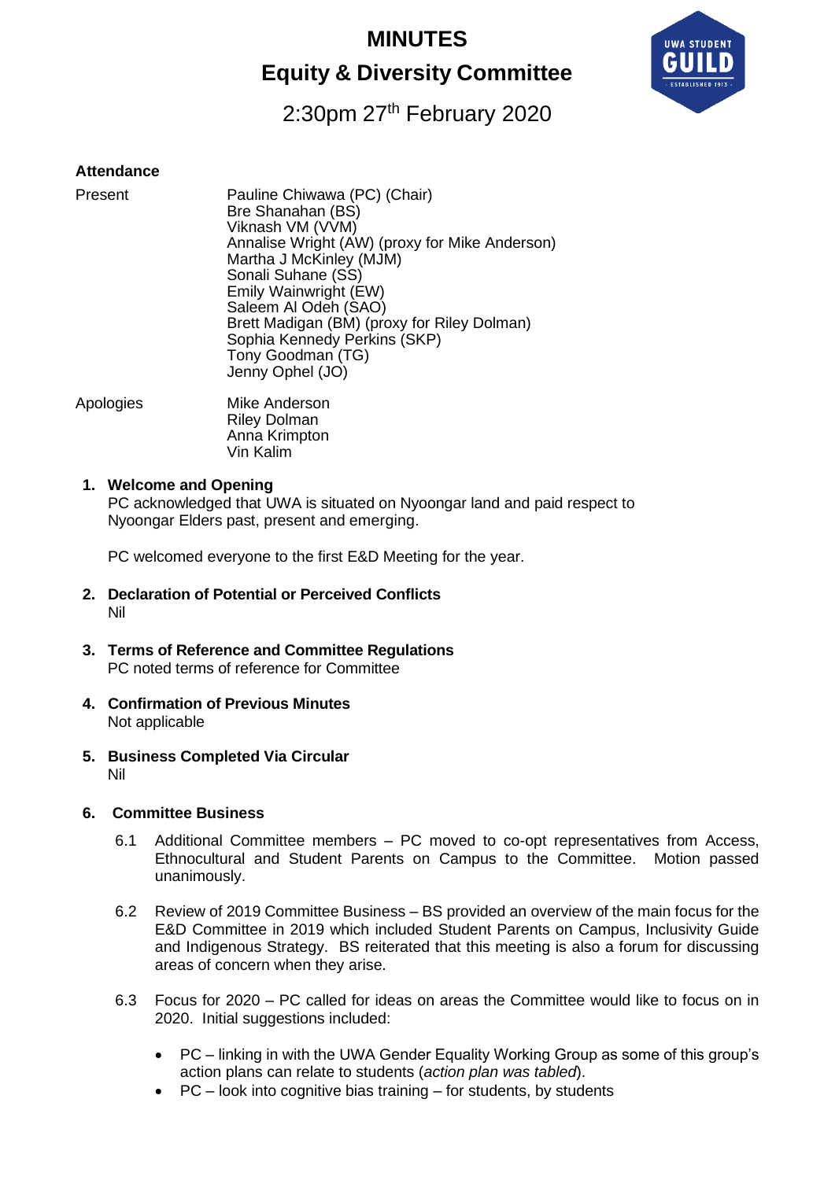# MINUTES

# Equity & Diversity Committee

## 2:30pm 27th February 2020

**Attendance**

Present
Pauline Chiwawa (PC) (Chair)
Bre Shanahan (BS)
Viknash VM (VVM)
Annalise Wright (AW) (proxy for Mike Anderson)
Martha J McKinley (MJM)
Sonali Suhane (SS)
Emily Wainwright (EW)
Saleem Al Odeh (SAO)
Brett Madigan (BM) (proxy for Riley Dolman)
Sophia Kennedy Perkins (SKP)
Tony Goodman (TG)
Jenny Ophel (JO)

Apologies
Mike Anderson
Riley Dolman
Anna Krimpton
Vin Kalim

1. **Welcome and Opening**
   PC acknowledged that UWA is situated on Nyoongar land and paid respect to Nyoongar Elders past, present and emerging.

   PC welcomed everyone to the first E&D Meeting for the year.

2. **Declaration of Potential or Perceived Conflicts**
   Nil

3. **Terms of Reference and Committee Regulations**
   PC noted terms of reference for Committee

4. **Confirmation of Previous Minutes**
   Not applicable

5. **Business Completed Via Circular**
   Nil

6. **Committee Business**

   6.1 Additional Committee members – PC moved to co-opt representatives from Access, Ethnocultural and Student Parents on Campus to the Committee. Motion passed unanimously.

   6.2 Review of 2019 Committee Business – BS provided an overview of the main focus for the E&D Committee in 2019 which included Student Parents on Campus, Inclusivity Guide and Indigenous Strategy. BS reiterated that this meeting is also a forum for discussing areas of concern when they arise.

   6.3 Focus for 2020 – PC called for ideas on areas the Committee would like to focus on in 2020. Initial suggestions included:

   - PC – linking in with the UWA Gender Equality Working Group as some of this group's action plans can relate to students (*action plan was tabled*).
   - PC – look into cognitive bias training – for students, by students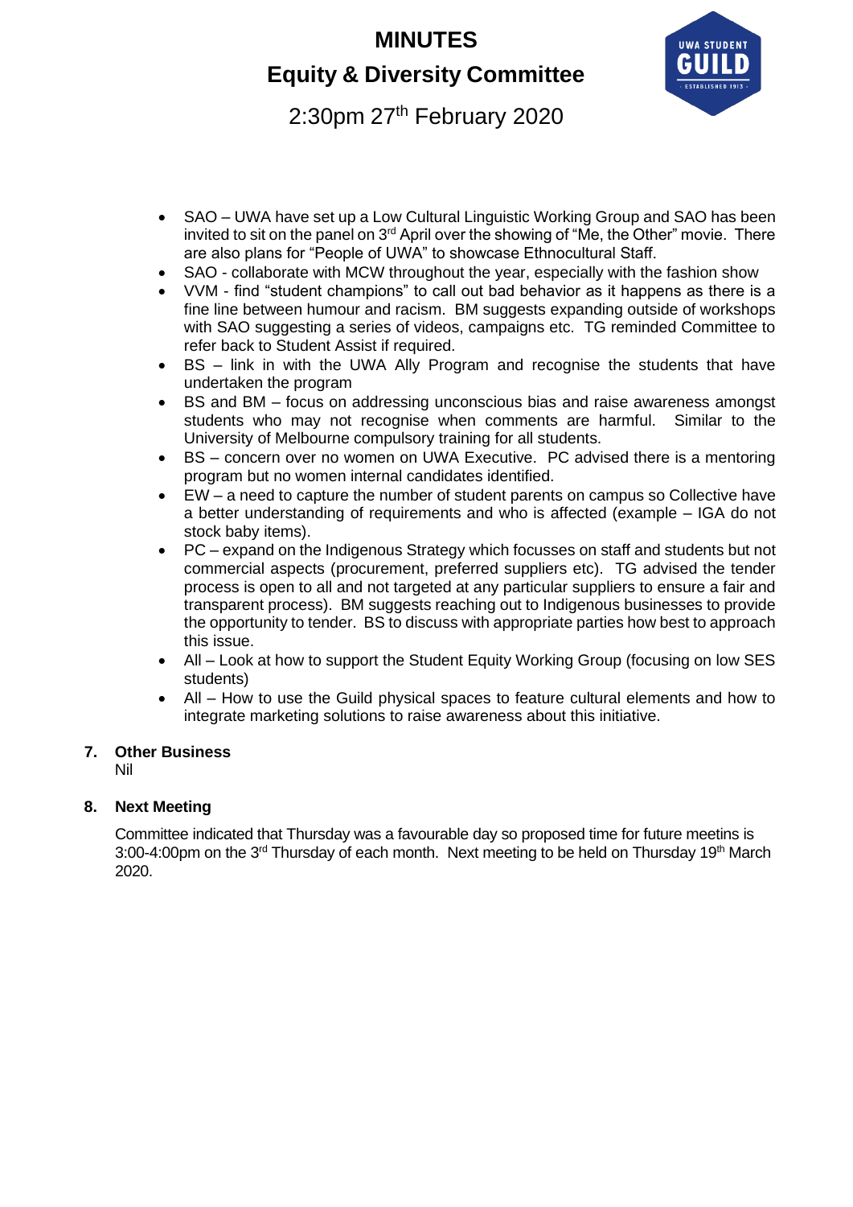- SAO – UWA have set up a Low Cultural Linguistic Working Group and SAO has been invited to sit on the panel on 3rd April over the showing of "Me, the Other" movie. There are also plans for "People of UWA" to showcase Ethnocultural Staff.
- SAO - collaborate with MCW throughout the year, especially with the fashion show
- VVM - find "student champions" to call out bad behavior as it happens as there is a fine line between humour and racism. BM suggests expanding outside of workshops with SAO suggesting a series of videos, campaigns etc. TG reminded Committee to refer back to Student Assist if required.
- BS – link in with the UWA Ally Program and recognise the students that have undertaken the program
- BS and BM – focus on addressing unconscious bias and raise awareness amongst students who may not recognise when comments are harmful. Similar to the University of Melbourne compulsory training for all students.
- BS – concern over no women on UWA Executive. PC advised there is a mentoring program but no women internal candidates identified.
- EW – a need to capture the number of student parents on campus so Collective have a better understanding of requirements and who is affected (example – IGA do not stock baby items).
- PC – expand on the Indigenous Strategy which focusses on staff and students but not commercial aspects (procurement, preferred suppliers etc). TG advised the tender process is open to all and not targeted at any particular suppliers to ensure a fair and transparent process). BM suggests reaching out to Indigenous businesses to provide the opportunity to tender. BS to discuss with appropriate parties how best to approach this issue.
- All – Look at how to support the Student Equity Working Group (focusing on low SES students)
- All – How to use the Guild physical spaces to feature cultural elements and how to integrate marketing solutions to raise awareness about this initiative.

## 7. Other Business

Nil

## 8. Next Meeting

Committee indicated that Thursday was a favourable day so proposed time for future meetins is 3:00-4:00pm on the 3rd Thursday of each month. Next meeting to be held on Thursday 19th March 2020.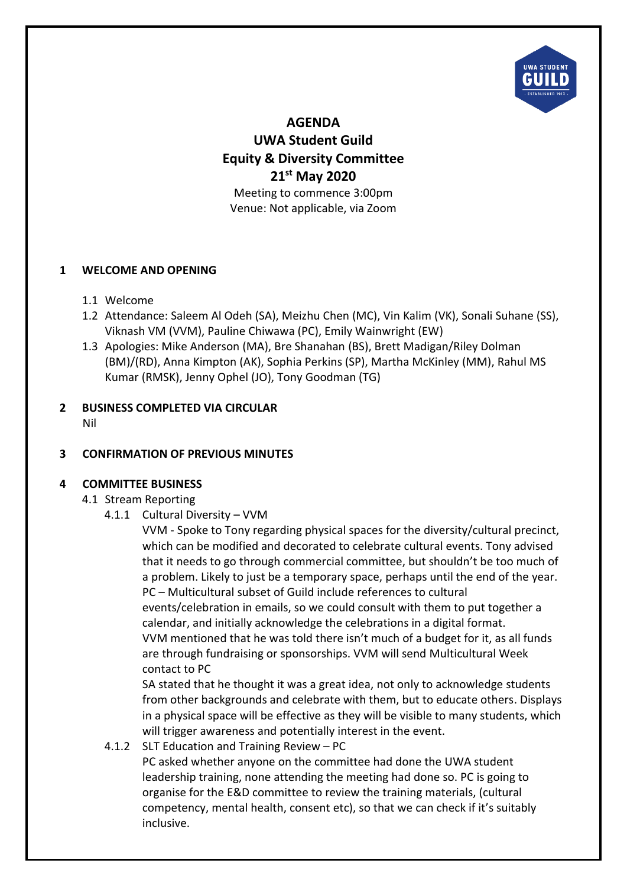# AGENDA
## UWA Student Guild
## Equity & Diversity Committee
## 21st May 2020

Meeting to commence 3:00pm
Venue: Not applicable, via Zoom

**1 WELCOME AND OPENING**

1.1 Welcome

1.2 Attendance: Saleem Al Odeh (SA), Meizhu Chen (MC), Vin Kalim (VK), Sonali Suhane (SS), Viknash VM (VVM), Pauline Chiwawa (PC), Emily Wainwright (EW)

1.3 Apologies: Mike Anderson (MA), Bre Shanahan (BS), Brett Madigan/Riley Dolman (BM)/(RD), Anna Kimpton (AK), Sophia Perkins (SP), Martha McKinley (MM), Rahul MS Kumar (RMSK), Jenny Ophel (JO), Tony Goodman (TG)

**2 BUSINESS COMPLETED VIA CIRCULAR**

Nil

**3 CONFIRMATION OF PREVIOUS MINUTES**

**4 COMMITTEE BUSINESS**

4.1 Stream Reporting

4.1.1 Cultural Diversity – VVM

VVM - Spoke to Tony regarding physical spaces for the diversity/cultural precinct, which can be modified and decorated to celebrate cultural events. Tony advised that it needs to go through commercial committee, but shouldn't be too much of a problem. Likely to just be a temporary space, perhaps until the end of the year.

PC – Multicultural subset of Guild include references to cultural events/celebration in emails, so we could consult with them to put together a calendar, and initially acknowledge the celebrations in a digital format.

VVM mentioned that he was told there isn't much of a budget for it, as all funds are through fundraising or sponsorships. VVM will send Multicultural Week contact to PC

SA stated that he thought it was a great idea, not only to acknowledge students from other backgrounds and celebrate with them, but to educate others. Displays in a physical space will be effective as they will be visible to many students, which will trigger awareness and potentially interest in the event.

4.1.2 SLT Education and Training Review – PC

PC asked whether anyone on the committee had done the UWA student leadership training, none attending the meeting had done so. PC is going to organise for the E&D committee to review the training materials, (cultural competency, mental health, consent etc), so that we can check if it's suitably inclusive.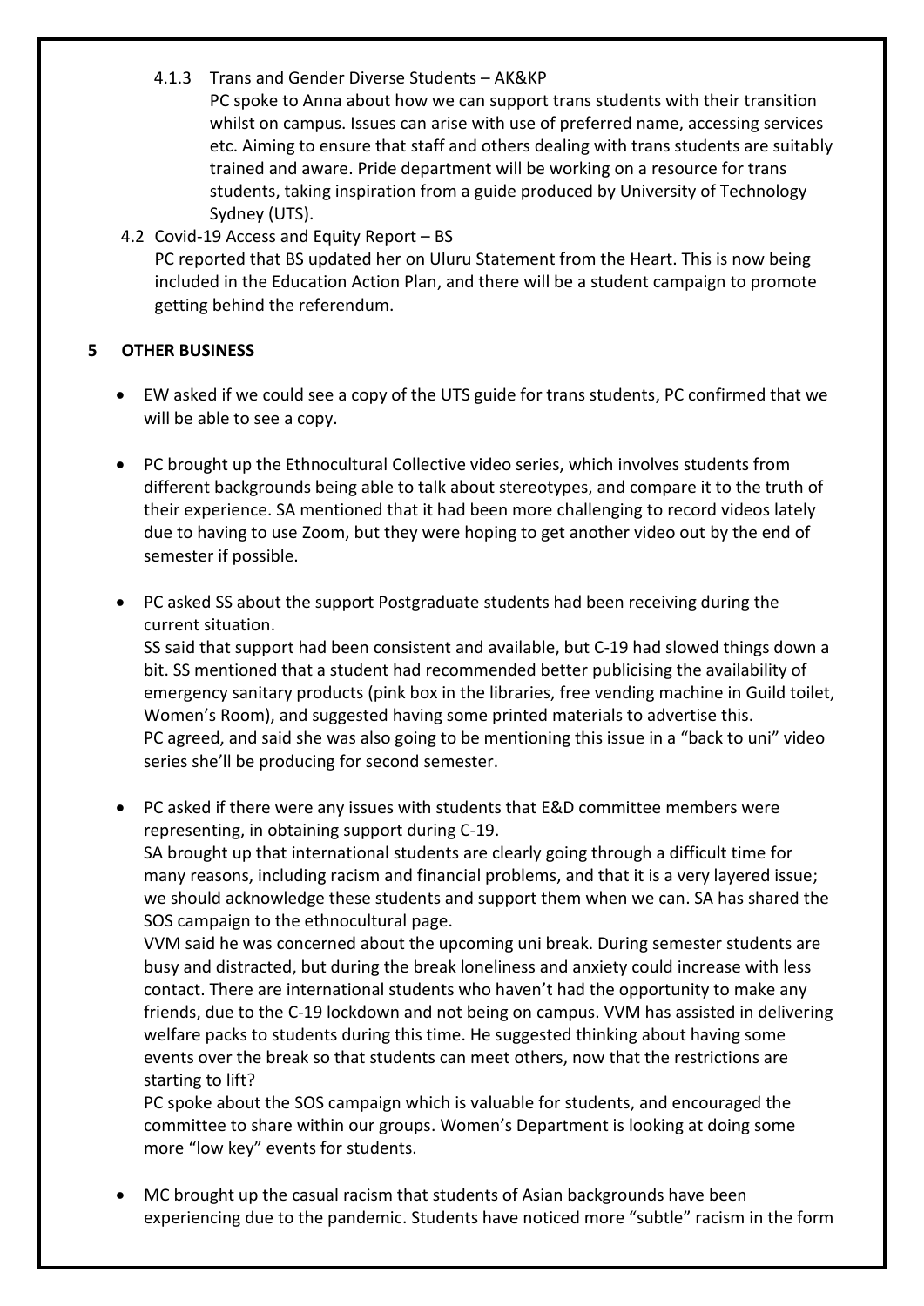4.1.3 Trans and Gender Diverse Students – AK&KP

PC spoke to Anna about how we can support trans students with their transition whilst on campus. Issues can arise with use of preferred name, accessing services etc. Aiming to ensure that staff and others dealing with trans students are suitably trained and aware. Pride department will be working on a resource for trans students, taking inspiration from a guide produced by University of Technology Sydney (UTS).

4.2 Covid-19 Access and Equity Report – BS

PC reported that BS updated her on Uluru Statement from the Heart. This is now being included in the Education Action Plan, and there will be a student campaign to promote getting behind the referendum.

## 5 OTHER BUSINESS

- EW asked if we could see a copy of the UTS guide for trans students, PC confirmed that we will be able to see a copy.

- PC brought up the Ethnocultural Collective video series, which involves students from different backgrounds being able to talk about stereotypes, and compare it to the truth of their experience. SA mentioned that it had been more challenging to record videos lately due to having to use Zoom, but they were hoping to get another video out by the end of semester if possible.

- PC asked SS about the support Postgraduate students had been receiving during the current situation.
  SS said that support had been consistent and available, but C-19 had slowed things down a bit. SS mentioned that a student had recommended better publicising the availability of emergency sanitary products (pink box in the libraries, free vending machine in Guild toilet, Women's Room), and suggested having some printed materials to advertise this.
  PC agreed, and said she was also going to be mentioning this issue in a "back to uni" video series she'll be producing for second semester.

- PC asked if there were any issues with students that E&D committee members were representing, in obtaining support during C-19.
  SA brought up that international students are clearly going through a difficult time for many reasons, including racism and financial problems, and that it is a very layered issue; we should acknowledge these students and support them when we can. SA has shared the SOS campaign to the ethnocultural page.
  VVM said he was concerned about the upcoming uni break. During semester students are busy and distracted, but during the break loneliness and anxiety could increase with less contact. There are international students who haven't had the opportunity to make any friends, due to the C-19 lockdown and not being on campus. VVM has assisted in delivering welfare packs to students during this time. He suggested thinking about having some events over the break so that students can meet others, now that the restrictions are starting to lift?
  PC spoke about the SOS campaign which is valuable for students, and encouraged the committee to share within our groups. Women's Department is looking at doing some more "low key" events for students.

- MC brought up the casual racism that students of Asian backgrounds have been experiencing due to the pandemic. Students have noticed more "subtle" racism in the form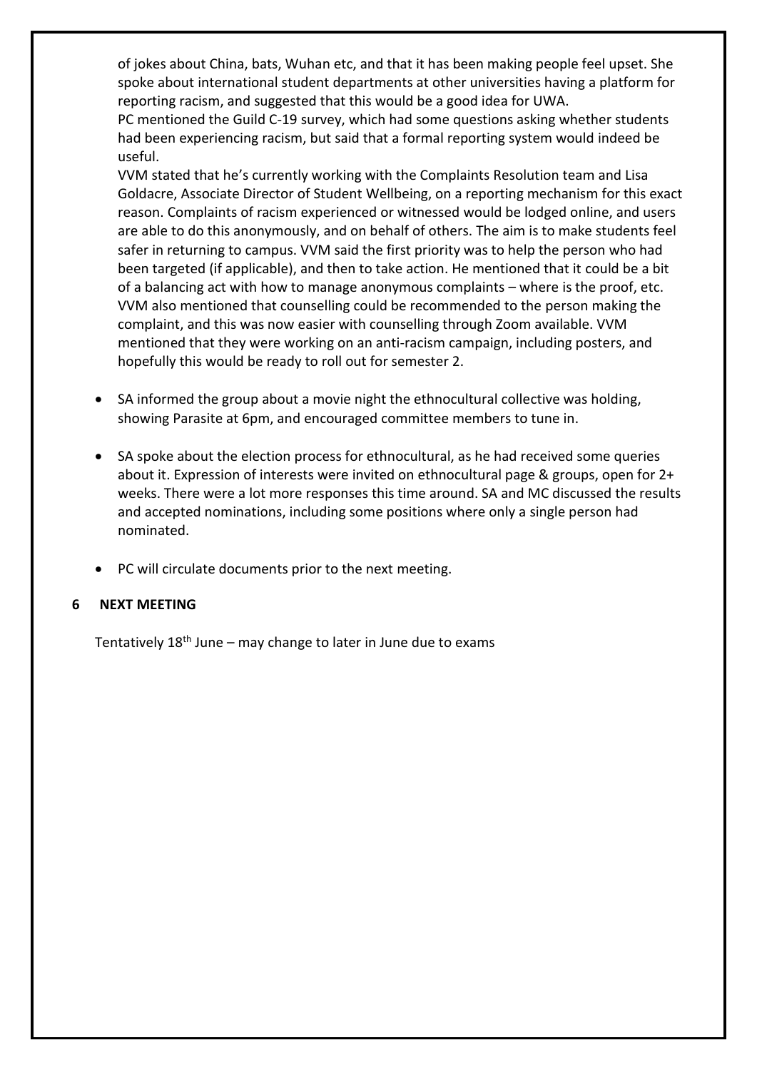of jokes about China, bats, Wuhan etc, and that it has been making people feel upset. She spoke about international student departments at other universities having a platform for reporting racism, and suggested that this would be a good idea for UWA.

PC mentioned the Guild C-19 survey, which had some questions asking whether students had been experiencing racism, but said that a formal reporting system would indeed be useful.

VVM stated that he's currently working with the Complaints Resolution team and Lisa Goldacre, Associate Director of Student Wellbeing, on a reporting mechanism for this exact reason. Complaints of racism experienced or witnessed would be lodged online, and users are able to do this anonymously, and on behalf of others. The aim is to make students feel safer in returning to campus. VVM said the first priority was to help the person who had been targeted (if applicable), and then to take action. He mentioned that it could be a bit of a balancing act with how to manage anonymous complaints – where is the proof, etc. VVM also mentioned that counselling could be recommended to the person making the complaint, and this was now easier with counselling through Zoom available. VVM mentioned that they were working on an anti-racism campaign, including posters, and hopefully this would be ready to roll out for semester 2.

- SA informed the group about a movie night the ethnocultural collective was holding, showing Parasite at 6pm, and encouraged committee members to tune in.

- SA spoke about the election process for ethnocultural, as he had received some queries about it. Expression of interests were invited on ethnocultural page & groups, open for 2+ weeks. There were a lot more responses this time around. SA and MC discussed the results and accepted nominations, including some positions where only a single person had nominated.

- PC will circulate documents prior to the next meeting.

## 6 NEXT MEETING

Tentatively 18th June – may change to later in June due to exams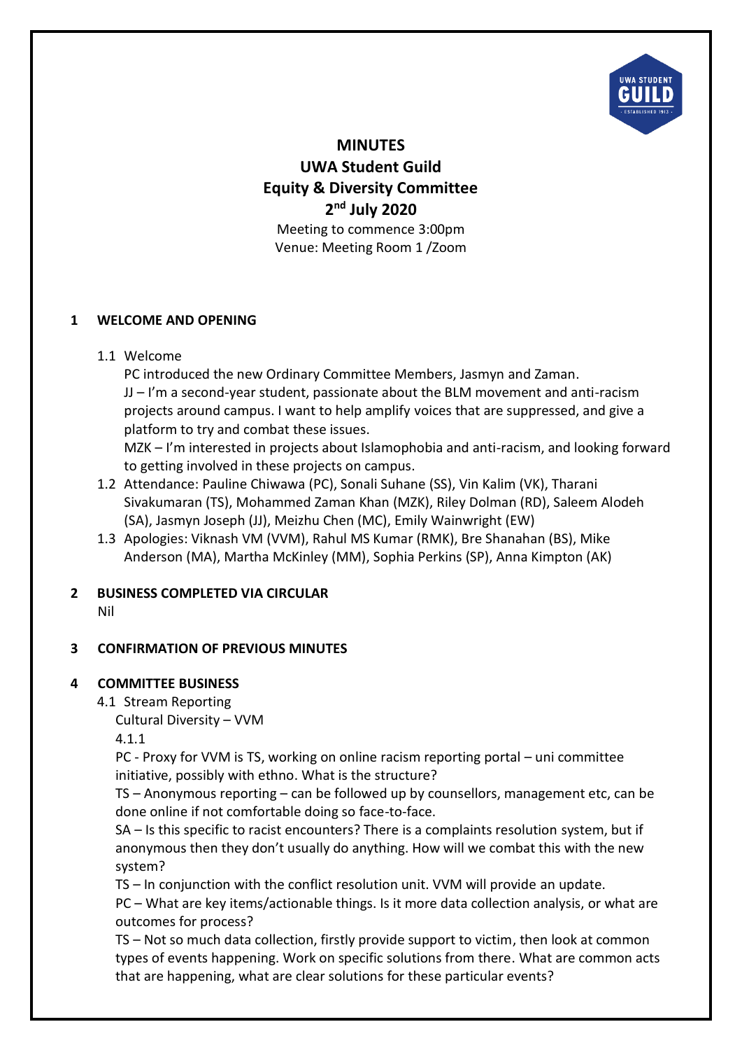# MINUTES
## UWA Student Guild
## Equity & Diversity Committee
## 2nd July 2020

Meeting to commence 3:00pm
Venue: Meeting Room 1 /Zoom

## 1 WELCOME AND OPENING

1.1 Welcome

PC introduced the new Ordinary Committee Members, Jasmyn and Zaman.

JJ – I'm a second-year student, passionate about the BLM movement and anti-racism projects around campus. I want to help amplify voices that are suppressed, and give a platform to try and combat these issues.

MZK – I'm interested in projects about Islamophobia and anti-racism, and looking forward to getting involved in these projects on campus.

1.2 Attendance: Pauline Chiwawa (PC), Sonali Suhane (SS), Vin Kalim (VK), Tharani Sivakumaran (TS), Mohammed Zaman Khan (MZK), Riley Dolman (RD), Saleem Alodeh (SA), Jasmyn Joseph (JJ), Meizhu Chen (MC), Emily Wainwright (EW)

1.3 Apologies: Viknash VM (VVM), Rahul MS Kumar (RMK), Bre Shanahan (BS), Mike Anderson (MA), Martha McKinley (MM), Sophia Perkins (SP), Anna Kimpton (AK)

## 2 BUSINESS COMPLETED VIA CIRCULAR

Nil

## 3 CONFIRMATION OF PREVIOUS MINUTES

## 4 COMMITTEE BUSINESS

4.1 Stream Reporting

Cultural Diversity – VVM

4.1.1

PC - Proxy for VVM is TS, working on online racism reporting portal – uni committee initiative, possibly with ethno. What is the structure?

TS – Anonymous reporting – can be followed up by counsellors, management etc, can be done online if not comfortable doing so face-to-face.

SA – Is this specific to racist encounters? There is a complaints resolution system, but if anonymous then they don't usually do anything. How will we combat this with the new system?

TS – In conjunction with the conflict resolution unit. VVM will provide an update.

PC – What are key items/actionable things. Is it more data collection analysis, or what are outcomes for process?

TS – Not so much data collection, firstly provide support to victim, then look at common types of events happening. Work on specific solutions from there. What are common acts that are happening, what are clear solutions for these particular events?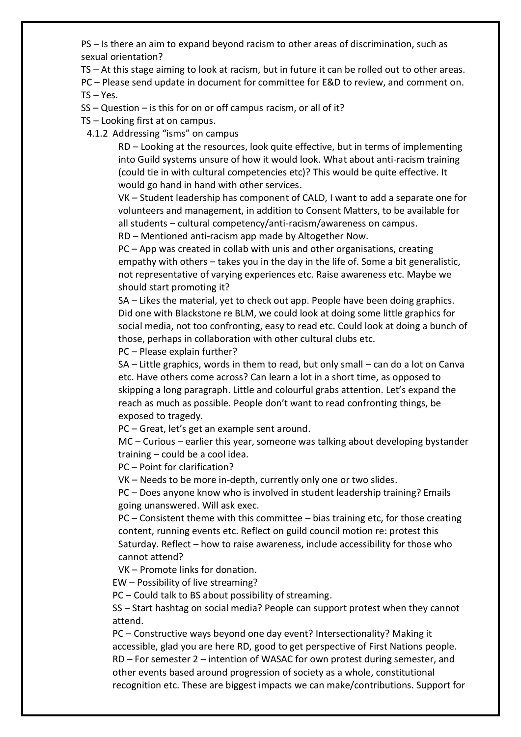PS – Is there an aim to expand beyond racism to other areas of discrimination, such as sexual orientation?

TS – At this stage aiming to look at racism, but in future it can be rolled out to other areas.

PC – Please send update in document for committee for E&D to review, and comment on.

TS – Yes.

SS – Question – is this for on or off campus racism, or all of it?

TS – Looking first at on campus.

4.1.2 Addressing "isms" on campus

RD – Looking at the resources, look quite effective, but in terms of implementing into Guild systems unsure of how it would look. What about anti-racism training (could tie in with cultural competencies etc)? This would be quite effective. It would go hand in hand with other services.

VK – Student leadership has component of CALD, I want to add a separate one for volunteers and management, in addition to Consent Matters, to be available for all students – cultural competency/anti-racism/awareness on campus.

RD – Mentioned anti-racism app made by Altogether Now.

PC – App was created in collab with unis and other organisations, creating empathy with others – takes you in the day in the life of. Some a bit generalistic, not representative of varying experiences etc. Raise awareness etc. Maybe we should start promoting it?

SA – Likes the material, yet to check out app. People have been doing graphics. Did one with Blackstone re BLM, we could look at doing some little graphics for social media, not too confronting, easy to read etc. Could look at doing a bunch of those, perhaps in collaboration with other cultural clubs etc.

PC – Please explain further?

SA – Little graphics, words in them to read, but only small – can do a lot on Canva etc. Have others come across? Can learn a lot in a short time, as opposed to skipping a long paragraph. Little and colourful grabs attention. Let's expand the reach as much as possible. People don't want to read confronting things, be exposed to tragedy.

PC – Great, let's get an example sent around.

MC – Curious – earlier this year, someone was talking about developing bystander training – could be a cool idea.

PC – Point for clarification?

VK – Needs to be more in-depth, currently only one or two slides.

PC – Does anyone know who is involved in student leadership training? Emails going unanswered. Will ask exec.

PC – Consistent theme with this committee – bias training etc, for those creating content, running events etc. Reflect on guild council motion re: protest this Saturday. Reflect – how to raise awareness, include accessibility for those who cannot attend?

VK – Promote links for donation.

EW – Possibility of live streaming?

PC – Could talk to BS about possibility of streaming.

SS – Start hashtag on social media? People can support protest when they cannot attend.

PC – Constructive ways beyond one day event? Intersectionality? Making it accessible, glad you are here RD, good to get perspective of First Nations people.

RD – For semester 2 – intention of WASAC for own protest during semester, and other events based around progression of society as a whole, constitutional recognition etc. These are biggest impacts we can make/contributions. Support for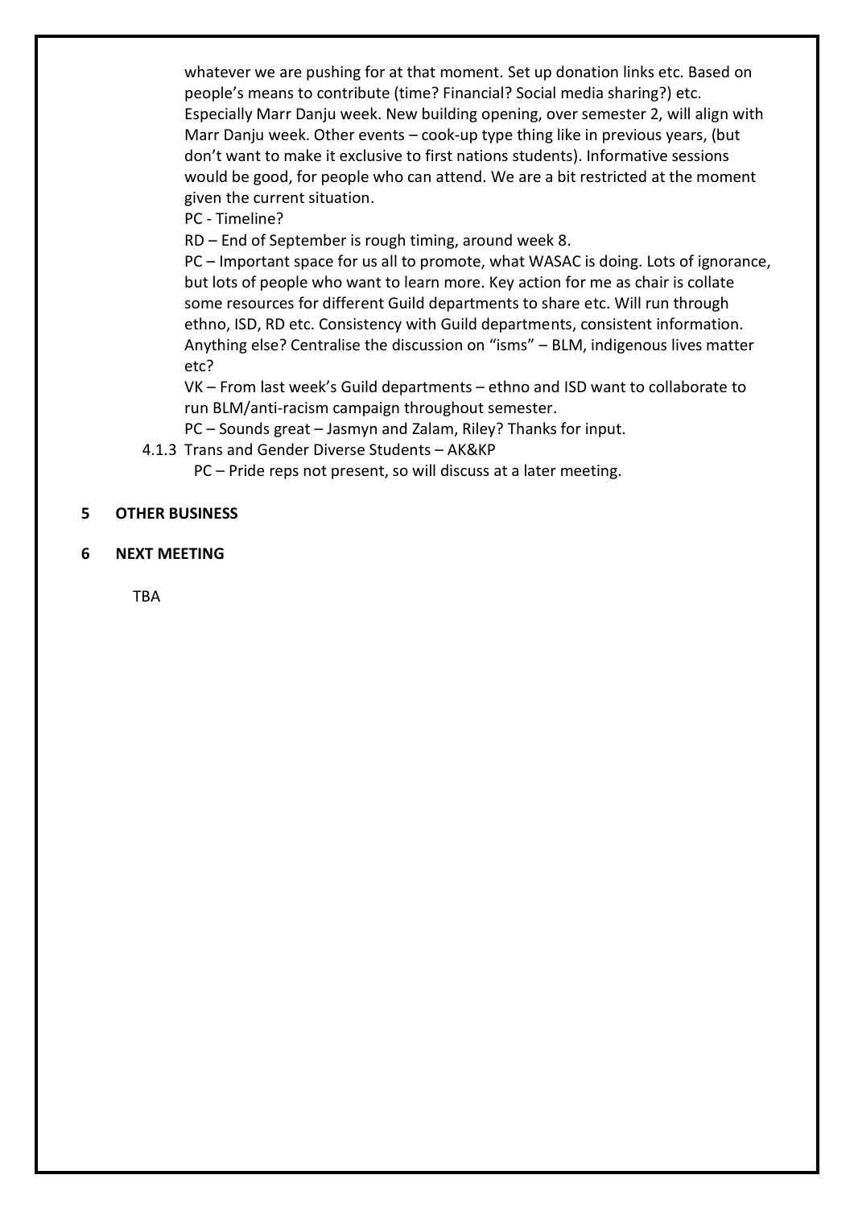whatever we are pushing for at that moment. Set up donation links etc. Based on people's means to contribute (time? Financial? Social media sharing?) etc. Especially Marr Danju week. New building opening, over semester 2, will align with Marr Danju week. Other events – cook-up type thing like in previous years, (but don't want to make it exclusive to first nations students). Informative sessions would be good, for people who can attend. We are a bit restricted at the moment given the current situation.

PC - Timeline?

RD – End of September is rough timing, around week 8.

PC – Important space for us all to promote, what WASAC is doing. Lots of ignorance, but lots of people who want to learn more. Key action for me as chair is collate some resources for different Guild departments to share etc. Will run through ethno, ISD, RD etc. Consistency with Guild departments, consistent information. Anything else? Centralise the discussion on "isms" – BLM, indigenous lives matter etc?

VK – From last week's Guild departments – ethno and ISD want to collaborate to run BLM/anti-racism campaign throughout semester.

PC – Sounds great – Jasmyn and Zalam, Riley? Thanks for input.

4.1.3 Trans and Gender Diverse Students – AK&KP

PC – Pride reps not present, so will discuss at a later meeting.

## 5 OTHER BUSINESS

## 6 NEXT MEETING

TBA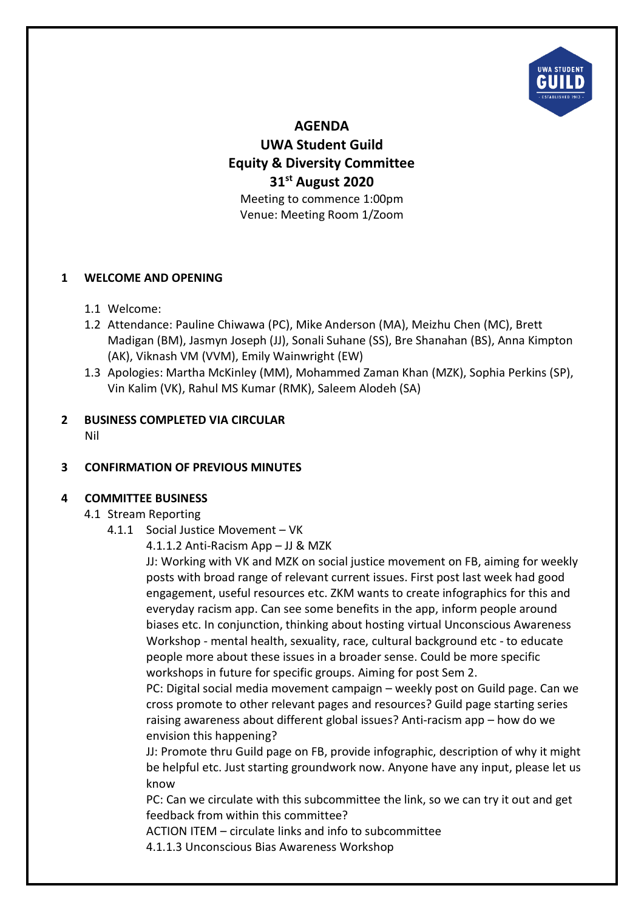# AGENDA

## UWA Student Guild

## Equity & Diversity Committee

## 31st August 2020

Meeting to commence 1:00pm

Venue: Meeting Room 1/Zoom

## 1 WELCOME AND OPENING

1.1 Welcome:

1.2 Attendance: Pauline Chiwawa (PC), Mike Anderson (MA), Meizhu Chen (MC), Brett Madigan (BM), Jasmyn Joseph (JJ), Sonali Suhane (SS), Bre Shanahan (BS), Anna Kimpton (AK), Viknash VM (VVM), Emily Wainwright (EW)

1.3 Apologies: Martha McKinley (MM), Mohammed Zaman Khan (MZK), Sophia Perkins (SP), Vin Kalim (VK), Rahul MS Kumar (RMK), Saleem Alodeh (SA)

## 2 BUSINESS COMPLETED VIA CIRCULAR

Nil

## 3 CONFIRMATION OF PREVIOUS MINUTES

## 4 COMMITTEE BUSINESS

4.1 Stream Reporting

4.1.1 Social Justice Movement – VK

4.1.1.2 Anti-Racism App – JJ & MZK

JJ: Working with VK and MZK on social justice movement on FB, aiming for weekly posts with broad range of relevant current issues. First post last week had good engagement, useful resources etc. ZKM wants to create infographics for this and everyday racism app. Can see some benefits in the app, inform people around biases etc. In conjunction, thinking about hosting virtual Unconscious Awareness Workshop - mental health, sexuality, race, cultural background etc - to educate people more about these issues in a broader sense. Could be more specific workshops in future for specific groups. Aiming for post Sem 2.

PC: Digital social media movement campaign – weekly post on Guild page. Can we cross promote to other relevant pages and resources? Guild page starting series raising awareness about different global issues? Anti-racism app – how do we envision this happening?

JJ: Promote thru Guild page on FB, provide infographic, description of why it might be helpful etc. Just starting groundwork now. Anyone have any input, please let us know

PC: Can we circulate with this subcommittee the link, so we can try it out and get feedback from within this committee?

ACTION ITEM – circulate links and info to subcommittee

4.1.1.3 Unconscious Bias Awareness Workshop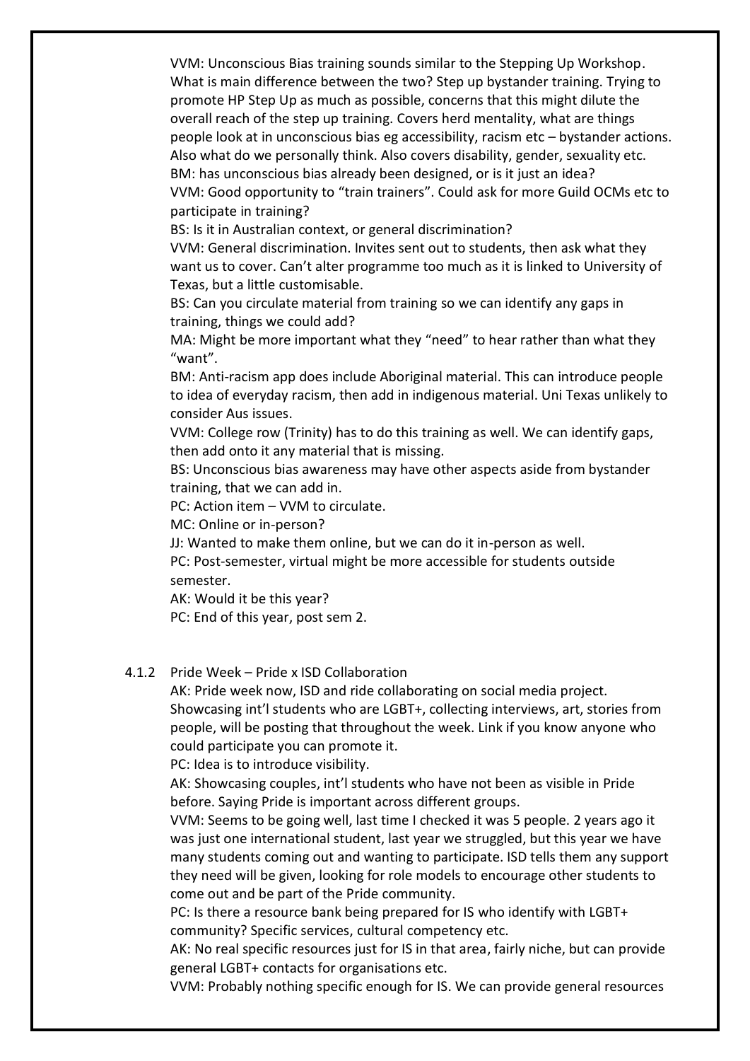VVM: Unconscious Bias training sounds similar to the Stepping Up Workshop. What is main difference between the two? Step up bystander training. Trying to promote HP Step Up as much as possible, concerns that this might dilute the overall reach of the step up training. Covers herd mentality, what are things people look at in unconscious bias eg accessibility, racism etc – bystander actions. Also what do we personally think. Also covers disability, gender, sexuality etc.

BM: has unconscious bias already been designed, or is it just an idea?

VVM: Good opportunity to "train trainers". Could ask for more Guild OCMs etc to participate in training?

BS: Is it in Australian context, or general discrimination?

VVM: General discrimination. Invites sent out to students, then ask what they want us to cover. Can't alter programme too much as it is linked to University of Texas, but a little customisable.

BS: Can you circulate material from training so we can identify any gaps in training, things we could add?

MA: Might be more important what they "need" to hear rather than what they "want".

BM: Anti-racism app does include Aboriginal material. This can introduce people to idea of everyday racism, then add in indigenous material. Uni Texas unlikely to consider Aus issues.

VVM: College row (Trinity) has to do this training as well. We can identify gaps, then add onto it any material that is missing.

BS: Unconscious bias awareness may have other aspects aside from bystander training, that we can add in.

PC: Action item – VVM to circulate.

MC: Online or in-person?

JJ: Wanted to make them online, but we can do it in-person as well.

PC: Post-semester, virtual might be more accessible for students outside semester.

AK: Would it be this year?

PC: End of this year, post sem 2.

4.1.2 Pride Week – Pride x ISD Collaboration

AK: Pride week now, ISD and ride collaborating on social media project. Showcasing int'l students who are LGBT+, collecting interviews, art, stories from people, will be posting that throughout the week. Link if you know anyone who could participate you can promote it.

PC: Idea is to introduce visibility.

AK: Showcasing couples, int'l students who have not been as visible in Pride before. Saying Pride is important across different groups.

VVM: Seems to be going well, last time I checked it was 5 people. 2 years ago it was just one international student, last year we struggled, but this year we have many students coming out and wanting to participate. ISD tells them any support they need will be given, looking for role models to encourage other students to come out and be part of the Pride community.

PC: Is there a resource bank being prepared for IS who identify with LGBT+ community? Specific services, cultural competency etc.

AK: No real specific resources just for IS in that area, fairly niche, but can provide general LGBT+ contacts for organisations etc.

VVM: Probably nothing specific enough for IS. We can provide general resources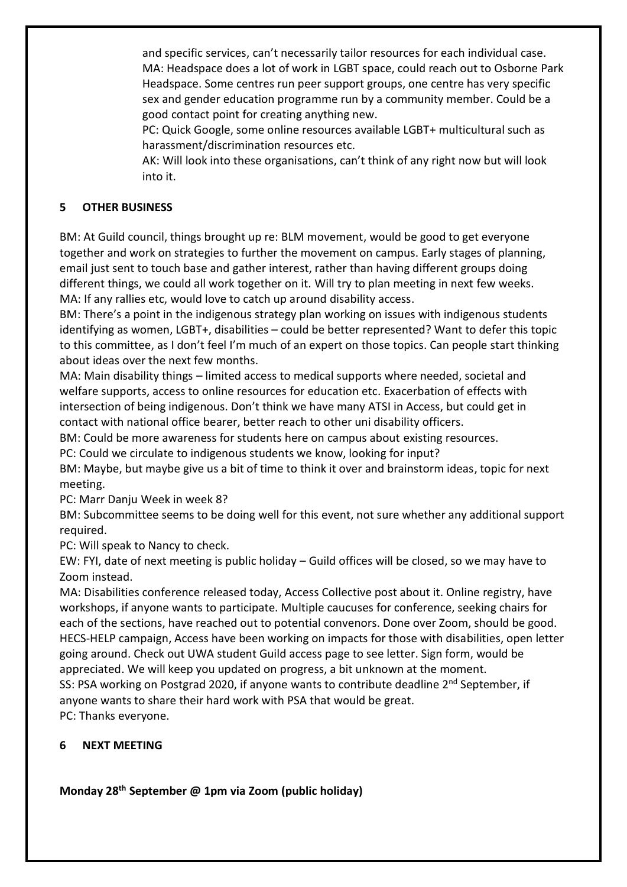and specific services, can't necessarily tailor resources for each individual case.

MA: Headspace does a lot of work in LGBT space, could reach out to Osborne Park Headspace. Some centres run peer support groups, one centre has very specific sex and gender education programme run by a community member. Could be a good contact point for creating anything new.

PC: Quick Google, some online resources available LGBT+ multicultural such as harassment/discrimination resources etc.

AK: Will look into these organisations, can't think of any right now but will look into it.

## 5 OTHER BUSINESS

BM: At Guild council, things brought up re: BLM movement, would be good to get everyone together and work on strategies to further the movement on campus. Early stages of planning, email just sent to touch base and gather interest, rather than having different groups doing different things, we could all work together on it. Will try to plan meeting in next few weeks.

MA: If any rallies etc, would love to catch up around disability access.

BM: There's a point in the indigenous strategy plan working on issues with indigenous students identifying as women, LGBT+, disabilities – could be better represented? Want to defer this topic to this committee, as I don't feel I'm much of an expert on those topics. Can people start thinking about ideas over the next few months.

MA: Main disability things – limited access to medical supports where needed, societal and welfare supports, access to online resources for education etc. Exacerbation of effects with intersection of being indigenous. Don't think we have many ATSI in Access, but could get in contact with national office bearer, better reach to other uni disability officers.

BM: Could be more awareness for students here on campus about existing resources.

PC: Could we circulate to indigenous students we know, looking for input?

BM: Maybe, but maybe give us a bit of time to think it over and brainstorm ideas, topic for next meeting.

PC: Marr Danju Week in week 8?

BM: Subcommittee seems to be doing well for this event, not sure whether any additional support required.

PC: Will speak to Nancy to check.

EW: FYI, date of next meeting is public holiday – Guild offices will be closed, so we may have to Zoom instead.

MA: Disabilities conference released today, Access Collective post about it. Online registry, have workshops, if anyone wants to participate. Multiple caucuses for conference, seeking chairs for each of the sections, have reached out to potential convenors. Done over Zoom, should be good. HECS-HELP campaign, Access have been working on impacts for those with disabilities, open letter going around. Check out UWA student Guild access page to see letter. Sign form, would be appreciated. We will keep you updated on progress, a bit unknown at the moment.

SS: PSA working on Postgrad 2020, if anyone wants to contribute deadline 2nd September, if anyone wants to share their hard work with PSA that would be great.

PC: Thanks everyone.

## 6 NEXT MEETING

**Monday 28th September @ 1pm via Zoom (public holiday)**